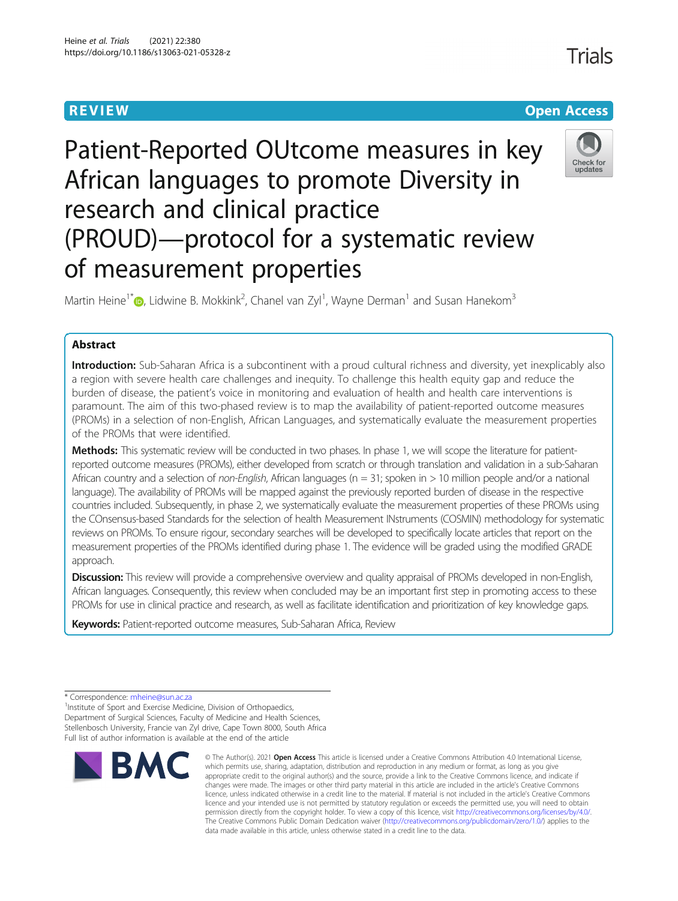REVIEW

Open Access

# Patient-Reported OUtcome measures in key African languages to promote Diversity in research and clinical practice (PROUD)—protocol for a systematic review of measurement properties

Martin Heine[1*], Lidwine B. Mokkink[2], Chanel van Zyl[1], Wayne Derman[1] and Susan Hanekom[3]

## Abstract

**Introduction:** Sub-Saharan Africa is a subcontinent with a proud cultural richness and diversity, yet inexplicably also a region with severe health care challenges and inequity. To challenge this health equity gap and reduce the burden of disease, the patient's voice in monitoring and evaluation of health and health care interventions is paramount. The aim of this two-phased review is to map the availability of patient-reported outcome measures (PROMs) in a selection of non-English, African Languages, and systematically evaluate the measurement properties of the PROMs that were identified.

**Methods:** This systematic review will be conducted in two phases. In phase 1, we will scope the literature for patient-reported outcome measures (PROMs), either developed from scratch or through translation and validation in a sub-Saharan African country and a selection of *non-English*, African languages ($n = 31$; spoken in > 10 million people and/or a national language). The availability of PROMs will be mapped against the previously reported burden of disease in the respective countries included. Subsequently, in phase 2, we systematically evaluate the measurement properties of these PROMs using the COnsensus-based Standards for the selection of health Measurement INstruments (COSMIN) methodology for systematic reviews on PROMs. To ensure rigour, secondary searches will be developed to specifically locate articles that report on the measurement properties of the PROMs identified during phase 1. The evidence will be graded using the modified GRADE approach.

**Discussion:** This review will provide a comprehensive overview and quality appraisal of PROMs developed in non-English, African languages. Consequently, this review when concluded may be an important first step in promoting access to these PROMs for use in clinical practice and research, as well as facilitate identification and prioritization of key knowledge gaps.

**Keywords:** Patient-reported outcome measures, Sub-Saharan Africa, Review

\* Correspondence: mheine@sun.ac.za

[1]Institute of Sport and Exercise Medicine, Division of Orthopaedics, Department of Surgical Sciences, Faculty of Medicine and Health Sciences, Stellenbosch University, Francie van Zyl drive, Cape Town 8000, South Africa

Full list of author information is available at the end of the article

© The Author(s). 2021 **Open Access** This article is licensed under a Creative Commons Attribution 4.0 International License, which permits use, sharing, adaptation, distribution and reproduction in any medium or format, as long as you give appropriate credit to the original author(s) and the source, provide a link to the Creative Commons licence, and indicate if changes were made. The images or other third party material in this article are included in the article's Creative Commons licence, unless indicated otherwise in a credit line to the material. If material is not included in the article's Creative Commons licence and your intended use is not permitted by statutory regulation or exceeds the permitted use, you will need to obtain permission directly from the copyright holder. To view a copy of this licence, visit http://creativecommons.org/licenses/by/4.0/. The Creative Commons Public Domain Dedication waiver (http://creativecommons.org/publicdomain/zero/1.0/) applies to the data made available in this article, unless otherwise stated in a credit line to the data.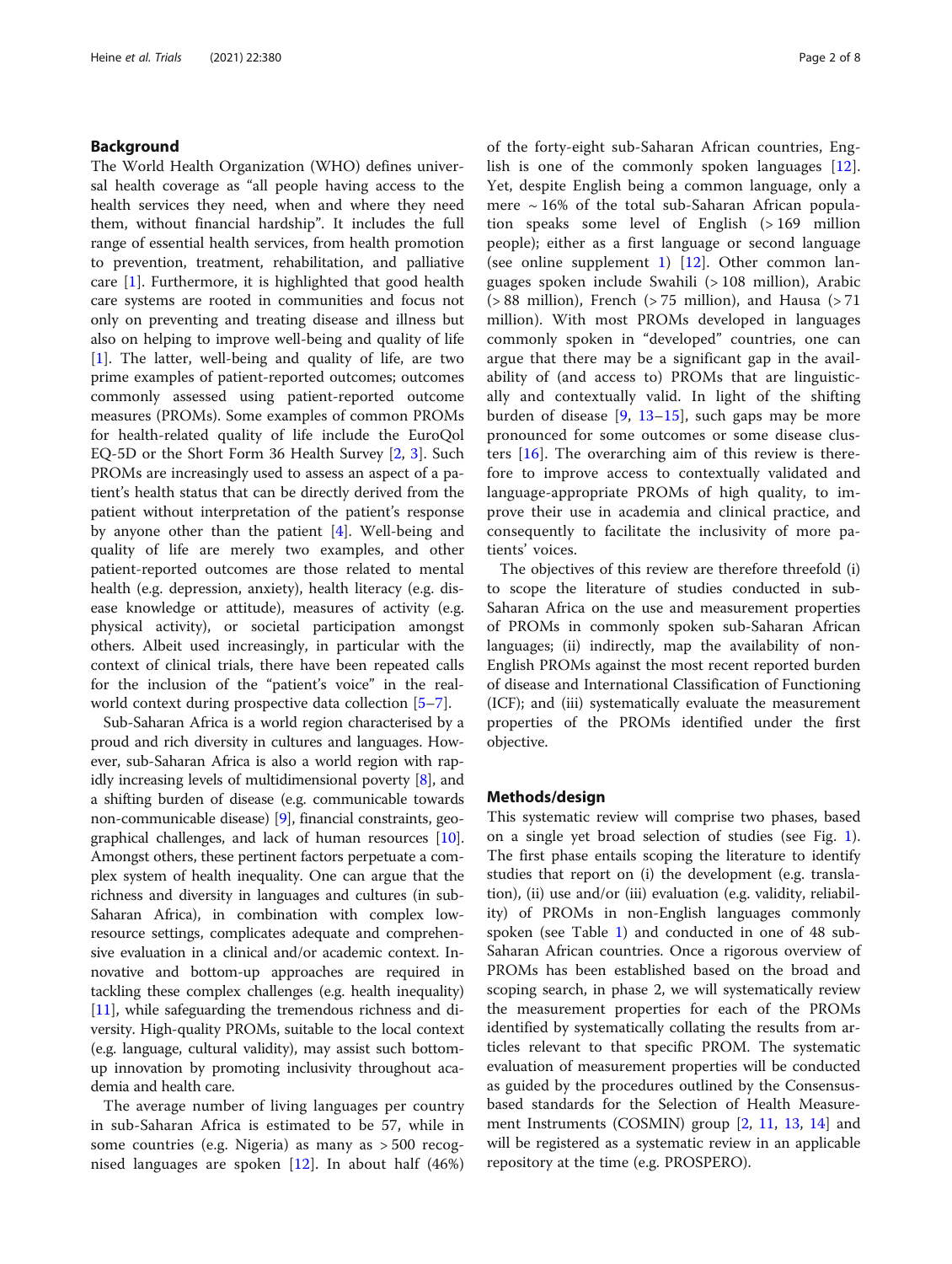## Background

The World Health Organization (WHO) defines universal health coverage as "all people having access to the health services they need, when and where they need them, without financial hardship". It includes the full range of essential health services, from health promotion to prevention, treatment, rehabilitation, and palliative care [1]. Furthermore, it is highlighted that good health care systems are rooted in communities and focus not only on preventing and treating disease and illness but also on helping to improve well-being and quality of life [1]. The latter, well-being and quality of life, are two prime examples of patient-reported outcomes; outcomes commonly assessed using patient-reported outcome measures (PROMs). Some examples of common PROMs for health-related quality of life include the EuroQol EQ-5D or the Short Form 36 Health Survey [2, 3]. Such PROMs are increasingly used to assess an aspect of a patient's health status that can be directly derived from the patient without interpretation of the patient's response by anyone other than the patient [4]. Well-being and quality of life are merely two examples, and other patient-reported outcomes are those related to mental health (e.g. depression, anxiety), health literacy (e.g. disease knowledge or attitude), measures of activity (e.g. physical activity), or societal participation amongst others. Albeit used increasingly, in particular with the context of clinical trials, there have been repeated calls for the inclusion of the "patient's voice" in the real-world context during prospective data collection [5–7].

Sub-Saharan Africa is a world region characterised by a proud and rich diversity in cultures and languages. However, sub-Saharan Africa is also a world region with rapidly increasing levels of multidimensional poverty [8], and a shifting burden of disease (e.g. communicable towards non-communicable disease) [9], financial constraints, geographical challenges, and lack of human resources [10]. Amongst others, these pertinent factors perpetuate a complex system of health inequality. One can argue that the richness and diversity in languages and cultures (in sub-Saharan Africa), in combination with complex low-resource settings, complicates adequate and comprehensive evaluation in a clinical and/or academic context. Innovative and bottom-up approaches are required in tackling these complex challenges (e.g. health inequality) [11], while safeguarding the tremendous richness and diversity. High-quality PROMs, suitable to the local context (e.g. language, cultural validity), may assist such bottom-up innovation by promoting inclusivity throughout academia and health care.

The average number of living languages per country in sub-Saharan Africa is estimated to be 57, while in some countries (e.g. Nigeria) as many as > 500 recognised languages are spoken [12]. In about half (46%) of the forty-eight sub-Saharan African countries, English is one of the commonly spoken languages [12]. Yet, despite English being a common language, only a mere ~ 16% of the total sub-Saharan African population speaks some level of English (> 169 million people); either as a first language or second language (see online supplement 1) [12]. Other common languages spoken include Swahili (> 108 million), Arabic (> 88 million), French (> 75 million), and Hausa (> 71 million). With most PROMs developed in languages commonly spoken in "developed" countries, one can argue that there may be a significant gap in the availability of (and access to) PROMs that are linguistically and contextually valid. In light of the shifting burden of disease [9, 13–15], such gaps may be more pronounced for some outcomes or some disease clusters [16]. The overarching aim of this review is therefore to improve access to contextually validated and language-appropriate PROMs of high quality, to improve their use in academia and clinical practice, and consequently to facilitate the inclusivity of more patients' voices.

The objectives of this review are therefore threefold (i) to scope the literature of studies conducted in sub-Saharan Africa on the use and measurement properties of PROMs in commonly spoken sub-Saharan African languages; (ii) indirectly, map the availability of non-English PROMs against the most recent reported burden of disease and International Classification of Functioning (ICF); and (iii) systematically evaluate the measurement properties of the PROMs identified under the first objective.

## Methods/design

This systematic review will comprise two phases, based on a single yet broad selection of studies (see Fig. 1). The first phase entails scoping the literature to identify studies that report on (i) the development (e.g. translation), (ii) use and/or (iii) evaluation (e.g. validity, reliability) of PROMs in non-English languages commonly spoken (see Table 1) and conducted in one of 48 sub-Saharan African countries. Once a rigorous overview of PROMs has been established based on the broad and scoping search, in phase 2, we will systematically review the measurement properties for each of the PROMs identified by systematically collating the results from articles relevant to that specific PROM. The systematic evaluation of measurement properties will be conducted as guided by the procedures outlined by the Consensus-based standards for the Selection of Health Measurement Instruments (COSMIN) group [2, 11, 13, 14] and will be registered as a systematic review in an applicable repository at the time (e.g. PROSPERO).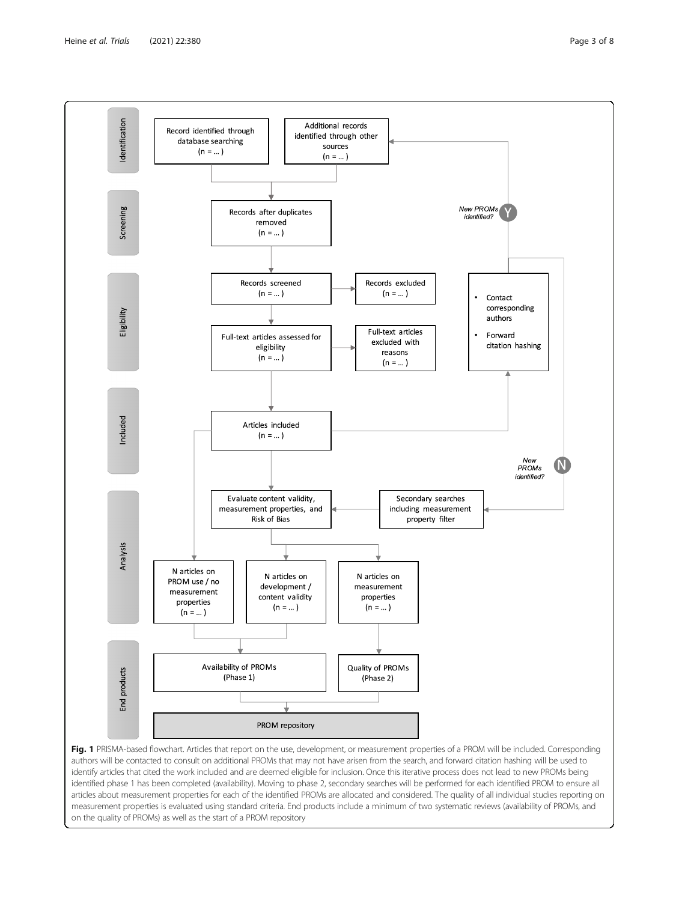Identification

Record identified through database searching (n = … )

Additional records identified through other sources (n = … )

Screening

Records after duplicates removed (n = … )

*New PROMs identified?* Y

Eligibility

Records screened (n = … )

Records excluded (n = … )

Full-text articles assessed for eligibility (n = … )

Full-text articles excluded with reasons (n = … )

- Contact corresponding authors
- Forward citation hashing

Included

Articles included (n = … )

*New PROMs identified?* N

Analysis

Evaluate content validity, measurement properties, and Risk of Bias

Secondary searches including measurement property filter

N articles on PROM use / no measurement properties (n = … )

N articles on development / content validity (n = … )

N articles on measurement properties (n = … )

End products

Availability of PROMs (Phase 1)

Quality of PROMs (Phase 2)

PROM repository

**Fig. 1** PRISMA-based flowchart. Articles that report on the use, development, or measurement properties of a PROM will be included. Corresponding authors will be contacted to consult on additional PROMs that may not have arisen from the search, and forward citation hashing will be used to identify articles that cited the work included and are deemed eligible for inclusion. Once this iterative process does not lead to new PROMs being identified phase 1 has been completed (availability). Moving to phase 2, secondary searches will be performed for each identified PROM to ensure all articles about measurement properties for each of the identified PROMs are allocated and considered. The quality of all individual studies reporting on measurement properties is evaluated using standard criteria. End products include a minimum of two systematic reviews (availability of PROMs, and on the quality of PROMs) as well as the start of a PROM repository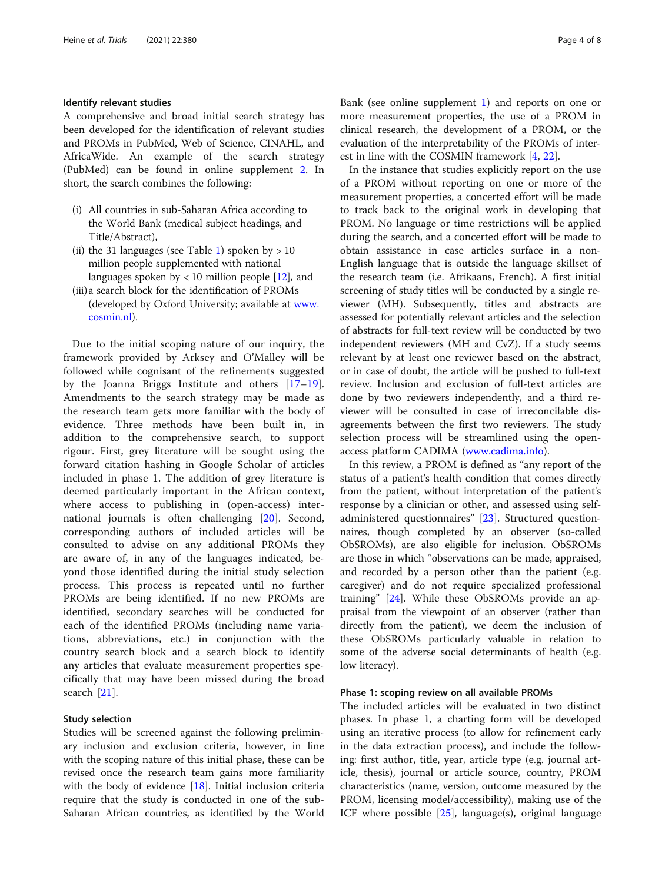### Identify relevant studies

A comprehensive and broad initial search strategy has been developed for the identification of relevant studies and PROMs in PubMed, Web of Science, CINAHL, and AfricaWide. An example of the search strategy (PubMed) can be found in online supplement 2. In short, the search combines the following:

(i) All countries in sub-Saharan Africa according to the World Bank (medical subject headings, and Title/Abstract),
(ii) the 31 languages (see Table 1) spoken by > 10 million people supplemented with national languages spoken by < 10 million people [12], and
(iii) a search block for the identification of PROMs (developed by Oxford University; available at www.cosmin.nl).

Due to the initial scoping nature of our inquiry, the framework provided by Arksey and O'Malley will be followed while cognisant of the refinements suggested by the Joanna Briggs Institute and others [17–19]. Amendments to the search strategy may be made as the research team gets more familiar with the body of evidence. Three methods have been built in, in addition to the comprehensive search, to support rigour. First, grey literature will be sought using the forward citation hashing in Google Scholar of articles included in phase 1. The addition of grey literature is deemed particularly important in the African context, where access to publishing in (open-access) international journals is often challenging [20]. Second, corresponding authors of included articles will be consulted to advise on any additional PROMs they are aware of, in any of the languages indicated, beyond those identified during the initial study selection process. This process is repeated until no further PROMs are being identified. If no new PROMs are identified, secondary searches will be conducted for each of the identified PROMs (including name variations, abbreviations, etc.) in conjunction with the country search block and a search block to identify any articles that evaluate measurement properties specifically that may have been missed during the broad search [21].

### Study selection

Studies will be screened against the following preliminary inclusion and exclusion criteria, however, in line with the scoping nature of this initial phase, these can be revised once the research team gains more familiarity with the body of evidence [18]. Initial inclusion criteria require that the study is conducted in one of the sub-Saharan African countries, as identified by the World Bank (see online supplement 1) and reports on one or more measurement properties, the use of a PROM in clinical research, the development of a PROM, or the evaluation of the interpretability of the PROMs of interest in line with the COSMIN framework [4, 22].

In the instance that studies explicitly report on the use of a PROM without reporting on one or more of the measurement properties, a concerted effort will be made to track back to the original work in developing that PROM. No language or time restrictions will be applied during the search, and a concerted effort will be made to obtain assistance in case articles surface in a non-English language that is outside the language skillset of the research team (i.e. Afrikaans, French). A first initial screening of study titles will be conducted by a single reviewer (MH). Subsequently, titles and abstracts are assessed for potentially relevant articles and the selection of abstracts for full-text review will be conducted by two independent reviewers (MH and CvZ). If a study seems relevant by at least one reviewer based on the abstract, or in case of doubt, the article will be pushed to full-text review. Inclusion and exclusion of full-text articles are done by two reviewers independently, and a third reviewer will be consulted in case of irreconcilable disagreements between the first two reviewers. The study selection process will be streamlined using the open-access platform CADIMA (www.cadima.info).

In this review, a PROM is defined as "any report of the status of a patient's health condition that comes directly from the patient, without interpretation of the patient's response by a clinician or other, and assessed using self-administered questionnaires" [23]. Structured questionnaires, though completed by an observer (so-called ObSROMs), are also eligible for inclusion. ObSROMs are those in which "observations can be made, appraised, and recorded by a person other than the patient (e.g. caregiver) and do not require specialized professional training" [24]. While these ObSROMs provide an appraisal from the viewpoint of an observer (rather than directly from the patient), we deem the inclusion of these ObSROMs particularly valuable in relation to some of the adverse social determinants of health (e.g. low literacy).

### Phase 1: scoping review on all available PROMs

The included articles will be evaluated in two distinct phases. In phase 1, a charting form will be developed using an iterative process (to allow for refinement early in the data extraction process), and include the following: first author, title, year, article type (e.g. journal article, thesis), journal or article source, country, PROM characteristics (name, version, outcome measured by the PROM, licensing model/accessibility), making use of the ICF where possible [25], language(s), original language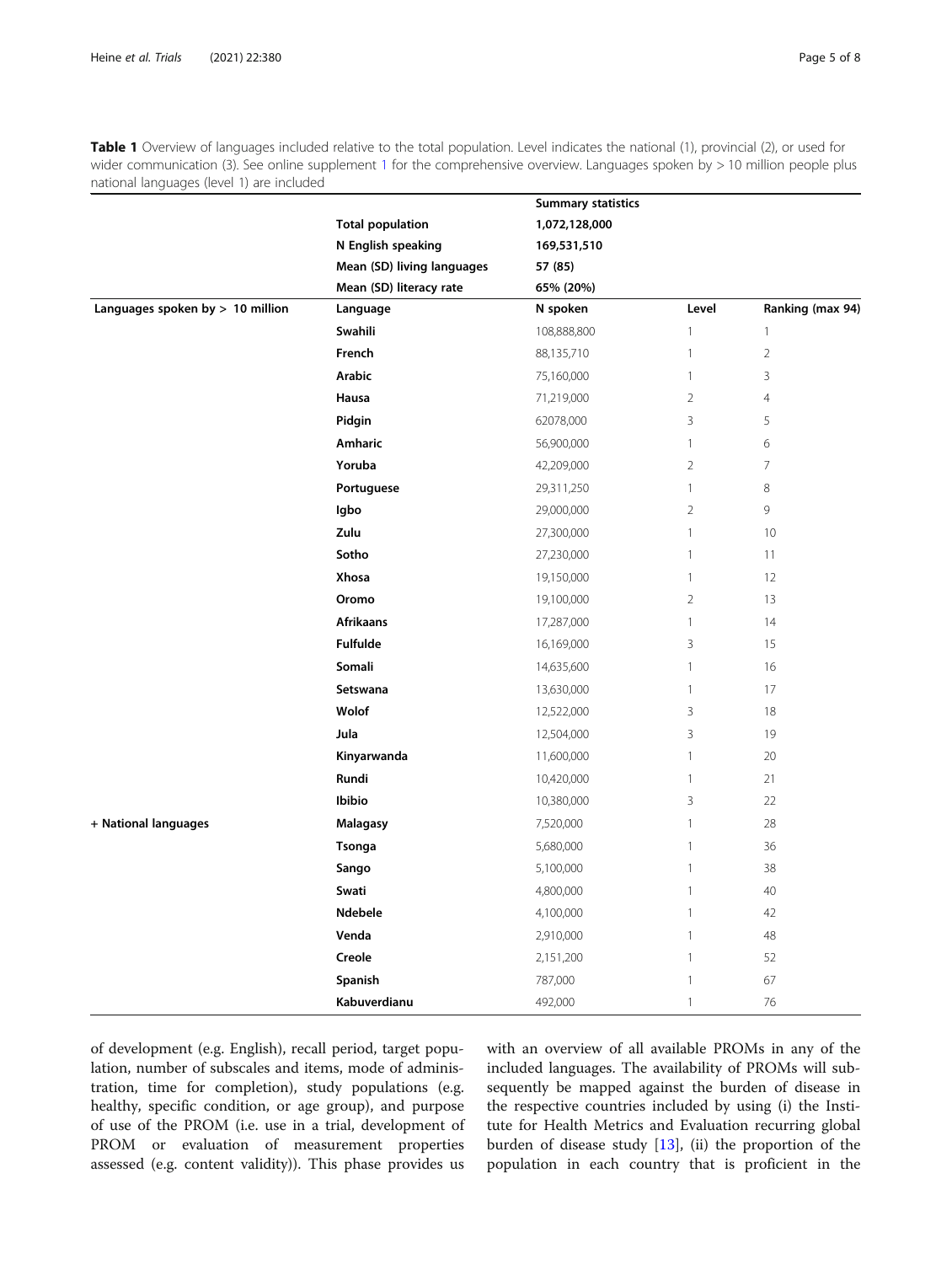**Table 1** Overview of languages included relative to the total population. Level indicates the national (1), provincial (2), or used for wider communication (3). See online supplement 1 for the comprehensive overview. Languages spoken by > 10 million people plus national languages (level 1) are included

| | | Summary statistics | | |
|---|---|---|---|---|
| | **Total population** | **1,072,128,000** | | |
| | **N English speaking** | **169,531,510** | | |
| | **Mean (SD) living languages** | **57 (85)** | | |
| | **Mean (SD) literacy rate** | **65% (20%)** | | |
| **Languages spoken by > 10 million** | **Language** | **N spoken** | **Level** | **Ranking (max 94)** |
| | **Swahili** | 108,888,800 | 1 | 1 |
| | **French** | 88,135,710 | 1 | 2 |
| | **Arabic** | 75,160,000 | 1 | 3 |
| | **Hausa** | 71,219,000 | 2 | 4 |
| | **Pidgin** | 62078,000 | 3 | 5 |
| | **Amharic** | 56,900,000 | 1 | 6 |
| | **Yoruba** | 42,209,000 | 2 | 7 |
| | **Portuguese** | 29,311,250 | 1 | 8 |
| | **Igbo** | 29,000,000 | 2 | 9 |
| | **Zulu** | 27,300,000 | 1 | 10 |
| | **Sotho** | 27,230,000 | 1 | 11 |
| | **Xhosa** | 19,150,000 | 1 | 12 |
| | **Oromo** | 19,100,000 | 2 | 13 |
| | **Afrikaans** | 17,287,000 | 1 | 14 |
| | **Fulfulde** | 16,169,000 | 3 | 15 |
| | **Somali** | 14,635,600 | 1 | 16 |
| | **Setswana** | 13,630,000 | 1 | 17 |
| | **Wolof** | 12,522,000 | 3 | 18 |
| | **Jula** | 12,504,000 | 3 | 19 |
| | **Kinyarwanda** | 11,600,000 | 1 | 20 |
| | **Rundi** | 10,420,000 | 1 | 21 |
| | **Ibibio** | 10,380,000 | 3 | 22 |
| **+ National languages** | **Malagasy** | 7,520,000 | 1 | 28 |
| | **Tsonga** | 5,680,000 | 1 | 36 |
| | **Sango** | 5,100,000 | 1 | 38 |
| | **Swati** | 4,800,000 | 1 | 40 |
| | **Ndebele** | 4,100,000 | 1 | 42 |
| | **Venda** | 2,910,000 | 1 | 48 |
| | **Creole** | 2,151,200 | 1 | 52 |
| | **Spanish** | 787,000 | 1 | 67 |
| | **Kabuverdianu** | 492,000 | 1 | 76 |

of development (e.g. English), recall period, target population, number of subscales and items, mode of administration, time for completion), study populations (e.g. healthy, specific condition, or age group), and purpose of use of the PROM (i.e. use in a trial, development of PROM or evaluation of measurement properties assessed (e.g. content validity)). This phase provides us with an overview of all available PROMs in any of the included languages. The availability of PROMs will subsequently be mapped against the burden of disease in the respective countries included by using (i) the Institute for Health Metrics and Evaluation recurring global burden of disease study [13], (ii) the proportion of the population in each country that is proficient in the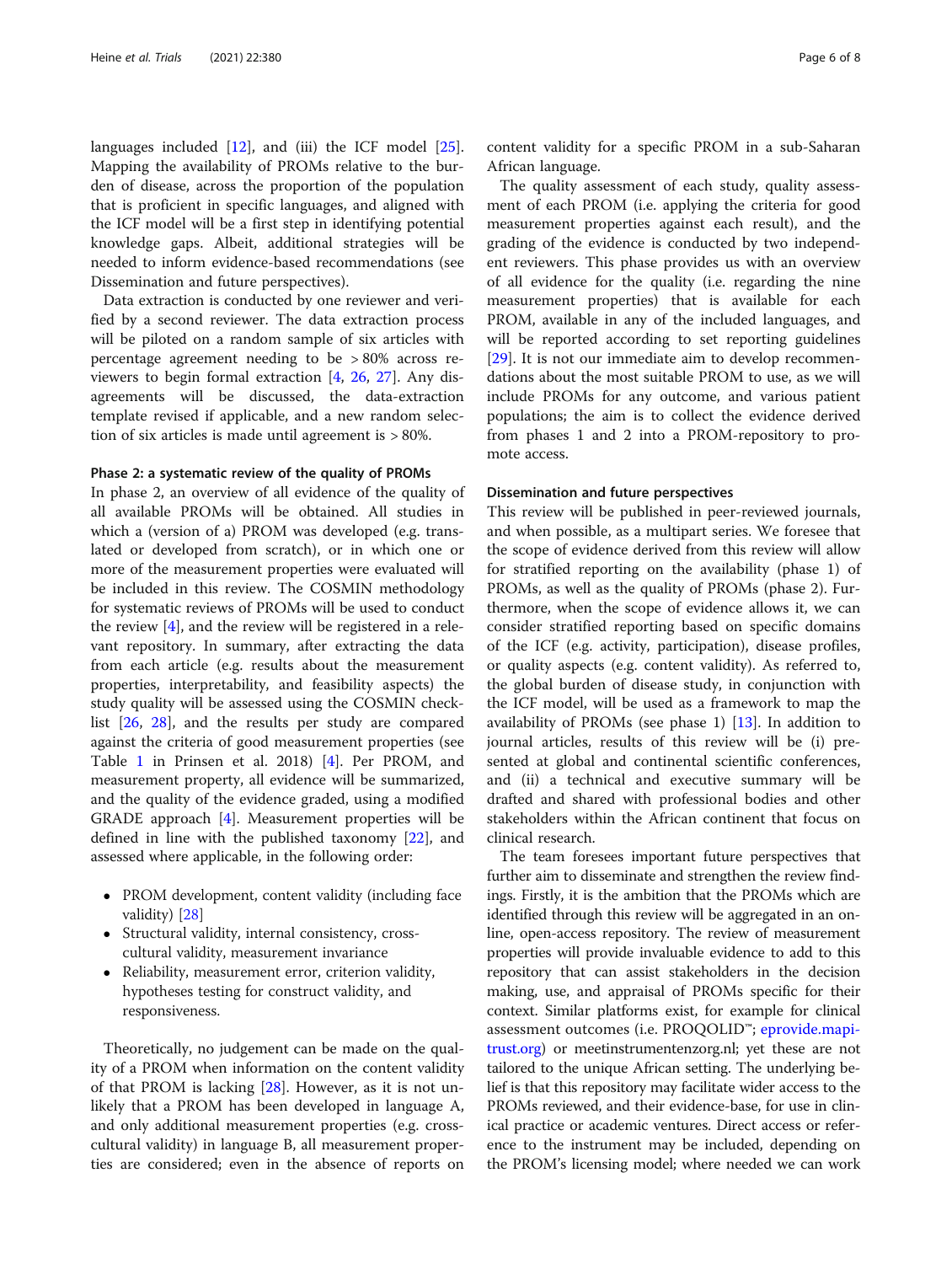languages included [12], and (iii) the ICF model [25]. Mapping the availability of PROMs relative to the burden of disease, across the proportion of the population that is proficient in specific languages, and aligned with the ICF model will be a first step in identifying potential knowledge gaps. Albeit, additional strategies will be needed to inform evidence-based recommendations (see Dissemination and future perspectives).

Data extraction is conducted by one reviewer and verified by a second reviewer. The data extraction process will be piloted on a random sample of six articles with percentage agreement needing to be > 80% across reviewers to begin formal extraction [4, 26, 27]. Any disagreements will be discussed, the data-extraction template revised if applicable, and a new random selection of six articles is made until agreement is > 80%.

#### Phase 2: a systematic review of the quality of PROMs

In phase 2, an overview of all evidence of the quality of all available PROMs will be obtained. All studies in which a (version of a) PROM was developed (e.g. translated or developed from scratch), or in which one or more of the measurement properties were evaluated will be included in this review. The COSMIN methodology for systematic reviews of PROMs will be used to conduct the review [4], and the review will be registered in a relevant repository. In summary, after extracting the data from each article (e.g. results about the measurement properties, interpretability, and feasibility aspects) the study quality will be assessed using the COSMIN checklist [26, 28], and the results per study are compared against the criteria of good measurement properties (see Table 1 in Prinsen et al. 2018) [4]. Per PROM, and measurement property, all evidence will be summarized, and the quality of the evidence graded, using a modified GRADE approach [4]. Measurement properties will be defined in line with the published taxonomy [22], and assessed where applicable, in the following order:

- PROM development, content validity (including face validity) [28]
- Structural validity, internal consistency, cross-cultural validity, measurement invariance
- Reliability, measurement error, criterion validity, hypotheses testing for construct validity, and responsiveness.

Theoretically, no judgement can be made on the quality of a PROM when information on the content validity of that PROM is lacking [28]. However, as it is not unlikely that a PROM has been developed in language A, and only additional measurement properties (e.g. cross-cultural validity) in language B, all measurement properties are considered; even in the absence of reports on content validity for a specific PROM in a sub-Saharan African language.

The quality assessment of each study, quality assessment of each PROM (i.e. applying the criteria for good measurement properties against each result), and the grading of the evidence is conducted by two independent reviewers. This phase provides us with an overview of all evidence for the quality (i.e. regarding the nine measurement properties) that is available for each PROM, available in any of the included languages, and will be reported according to set reporting guidelines [29]. It is not our immediate aim to develop recommendations about the most suitable PROM to use, as we will include PROMs for any outcome, and various patient populations; the aim is to collect the evidence derived from phases 1 and 2 into a PROM-repository to promote access.

#### Dissemination and future perspectives

This review will be published in peer-reviewed journals, and when possible, as a multipart series. We foresee that the scope of evidence derived from this review will allow for stratified reporting on the availability (phase 1) of PROMs, as well as the quality of PROMs (phase 2). Furthermore, when the scope of evidence allows it, we can consider stratified reporting based on specific domains of the ICF (e.g. activity, participation), disease profiles, or quality aspects (e.g. content validity). As referred to, the global burden of disease study, in conjunction with the ICF model, will be used as a framework to map the availability of PROMs (see phase 1) [13]. In addition to journal articles, results of this review will be (i) presented at global and continental scientific conferences, and (ii) a technical and executive summary will be drafted and shared with professional bodies and other stakeholders within the African continent that focus on clinical research.

The team foresees important future perspectives that further aim to disseminate and strengthen the review findings. Firstly, it is the ambition that the PROMs which are identified through this review will be aggregated in an online, open-access repository. The review of measurement properties will provide invaluable evidence to add to this repository that can assist stakeholders in the decision making, use, and appraisal of PROMs specific for their context. Similar platforms exist, for example for clinical assessment outcomes (i.e. PROQOLID™; eprovide.mapi-trust.org) or meetinstrumentenzorg.nl; yet these are not tailored to the unique African setting. The underlying belief is that this repository may facilitate wider access to the PROMs reviewed, and their evidence-base, for use in clinical practice or academic ventures. Direct access or reference to the instrument may be included, depending on the PROM's licensing model; where needed we can work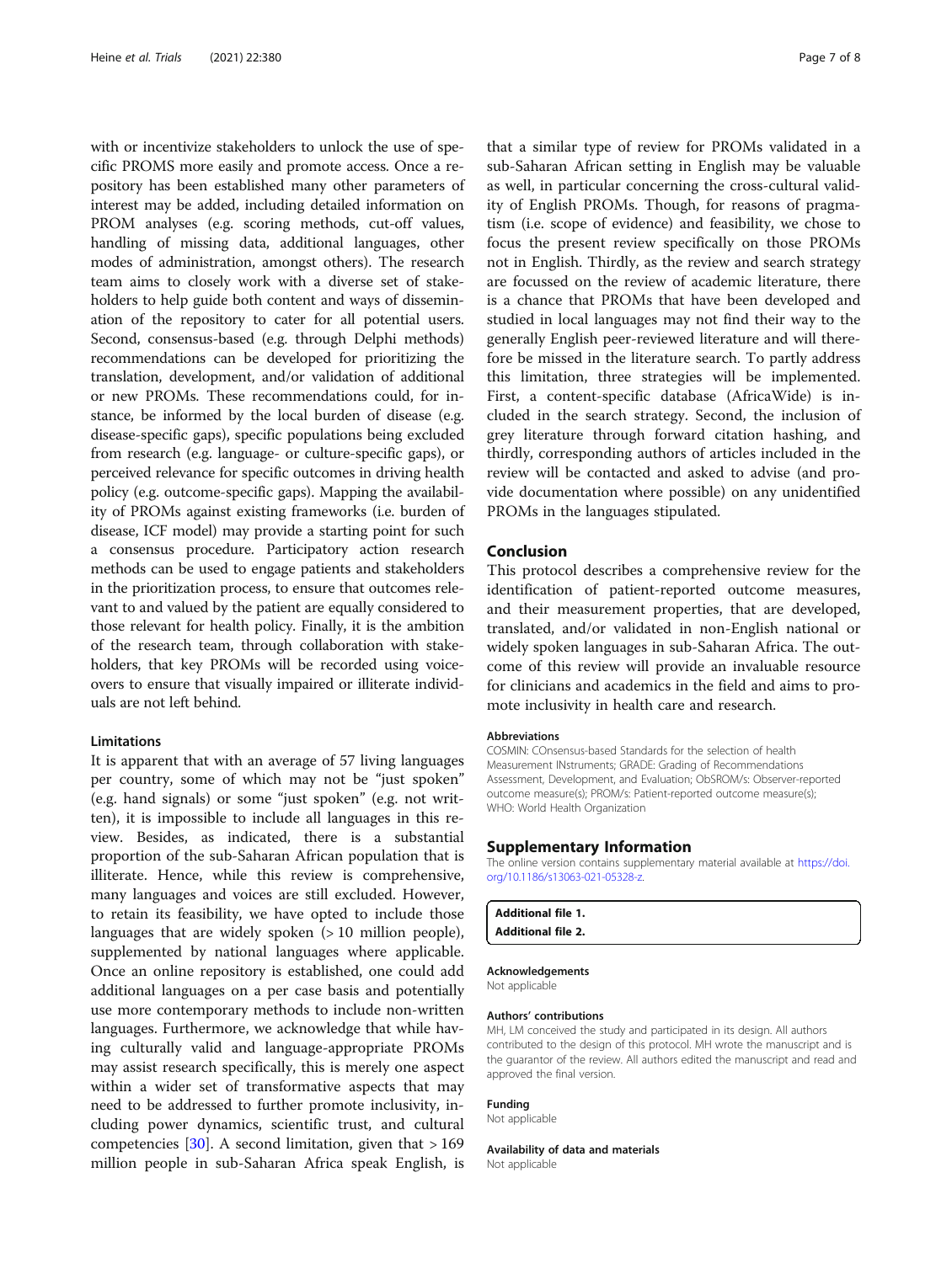with or incentivize stakeholders to unlock the use of specific PROMS more easily and promote access. Once a repository has been established many other parameters of interest may be added, including detailed information on PROM analyses (e.g. scoring methods, cut-off values, handling of missing data, additional languages, other modes of administration, amongst others). The research team aims to closely work with a diverse set of stakeholders to help guide both content and ways of dissemination of the repository to cater for all potential users. Second, consensus-based (e.g. through Delphi methods) recommendations can be developed for prioritizing the translation, development, and/or validation of additional or new PROMs. These recommendations could, for instance, be informed by the local burden of disease (e.g. disease-specific gaps), specific populations being excluded from research (e.g. language- or culture-specific gaps), or perceived relevance for specific outcomes in driving health policy (e.g. outcome-specific gaps). Mapping the availability of PROMs against existing frameworks (i.e. burden of disease, ICF model) may provide a starting point for such a consensus procedure. Participatory action research methods can be used to engage patients and stakeholders in the prioritization process, to ensure that outcomes relevant to and valued by the patient are equally considered to those relevant for health policy. Finally, it is the ambition of the research team, through collaboration with stakeholders, that key PROMs will be recorded using voice-overs to ensure that visually impaired or illiterate individuals are not left behind.

### Limitations

It is apparent that with an average of 57 living languages per country, some of which may not be "just spoken" (e.g. hand signals) or some "just spoken" (e.g. not written), it is impossible to include all languages in this review. Besides, as indicated, there is a substantial proportion of the sub-Saharan African population that is illiterate. Hence, while this review is comprehensive, many languages and voices are still excluded. However, to retain its feasibility, we have opted to include those languages that are widely spoken (> 10 million people), supplemented by national languages where applicable. Once an online repository is established, one could add additional languages on a per case basis and potentially use more contemporary methods to include non-written languages. Furthermore, we acknowledge that while having culturally valid and language-appropriate PROMs may assist research specifically, this is merely one aspect within a wider set of transformative aspects that may need to be addressed to further promote inclusivity, including power dynamics, scientific trust, and cultural competencies [30]. A second limitation, given that > 169 million people in sub-Saharan Africa speak English, is that a similar type of review for PROMs validated in a sub-Saharan African setting in English may be valuable as well, in particular concerning the cross-cultural validity of English PROMs. Though, for reasons of pragmatism (i.e. scope of evidence) and feasibility, we chose to focus the present review specifically on those PROMs not in English. Thirdly, as the review and search strategy are focussed on the review of academic literature, there is a chance that PROMs that have been developed and studied in local languages may not find their way to the generally English peer-reviewed literature and will therefore be missed in the literature search. To partly address this limitation, three strategies will be implemented. First, a content-specific database (AfricaWide) is included in the search strategy. Second, the inclusion of grey literature through forward citation hashing, and thirdly, corresponding authors of articles included in the review will be contacted and asked to advise (and provide documentation where possible) on any unidentified PROMs in the languages stipulated.

## Conclusion

This protocol describes a comprehensive review for the identification of patient-reported outcome measures, and their measurement properties, that are developed, translated, and/or validated in non-English national or widely spoken languages in sub-Saharan Africa. The outcome of this review will provide an invaluable resource for clinicians and academics in the field and aims to promote inclusivity in health care and research.

#### Abbreviations

COSMIN: COnsensus-based Standards for the selection of health Measurement INstruments; GRADE: Grading of Recommendations Assessment, Development, and Evaluation; ObSROM/s: Observer-reported outcome measure(s); PROM/s: Patient-reported outcome measure(s); WHO: World Health Organization

## Supplementary Information

The online version contains supplementary material available at https://doi.org/10.1186/s13063-021-05328-z.

**Additional file 1.**
**Additional file 2.**

#### Acknowledgements

Not applicable

#### Authors' contributions

MH, LM conceived the study and participated in its design. All authors contributed to the design of this protocol. MH wrote the manuscript and is the guarantor of the review. All authors edited the manuscript and read and approved the final version.

#### Funding

Not applicable

#### Availability of data and materials

Not applicable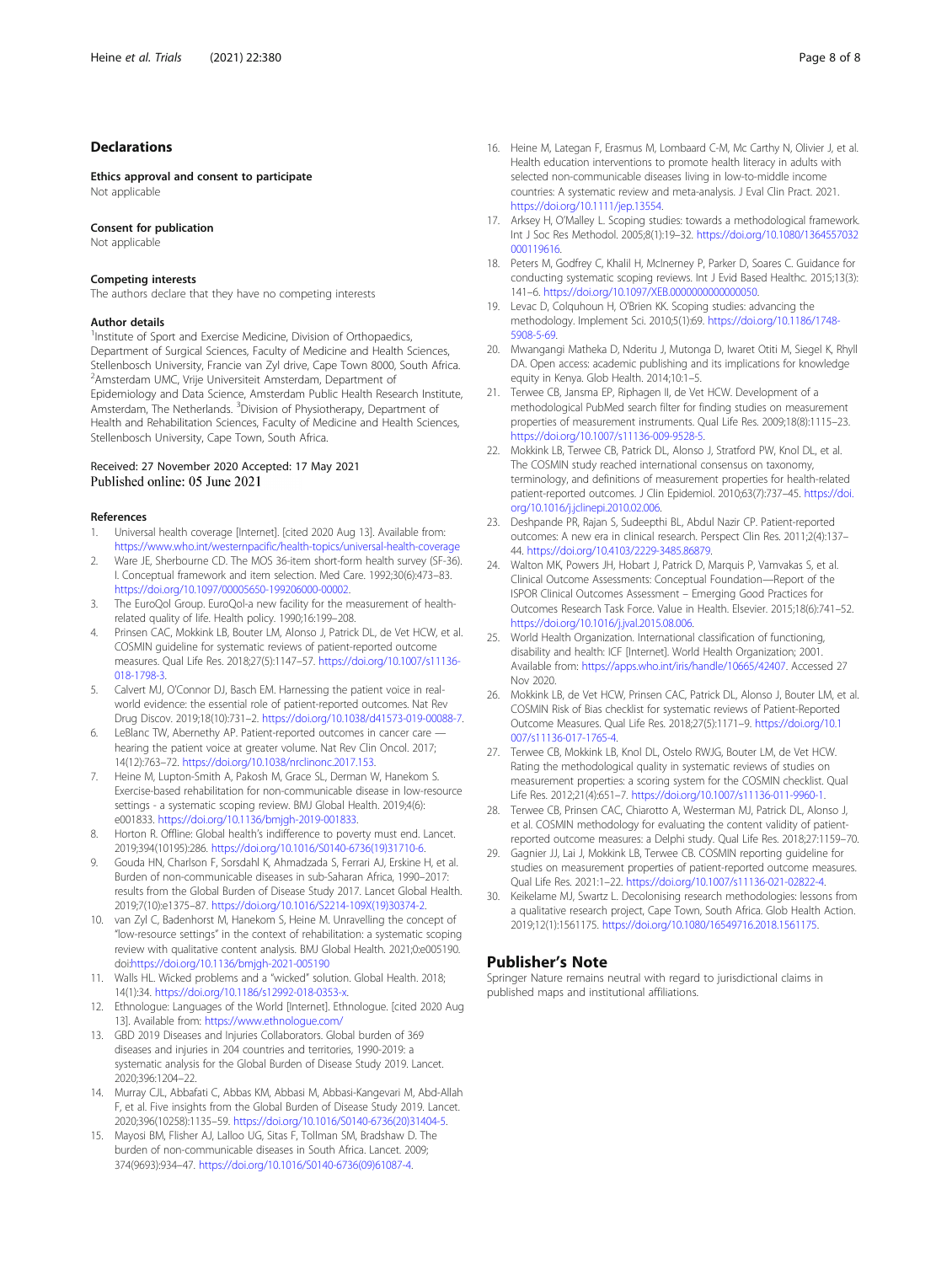## Declarations

### Ethics approval and consent to participate

Not applicable

### Consent for publication

Not applicable

### Competing interests

The authors declare that they have no competing interests

### Author details

[1]Institute of Sport and Exercise Medicine, Division of Orthopaedics, Department of Surgical Sciences, Faculty of Medicine and Health Sciences, Stellenbosch University, Francie van Zyl drive, Cape Town 8000, South Africa. [2]Amsterdam UMC, Vrije Universiteit Amsterdam, Department of Epidemiology and Data Science, Amsterdam Public Health Research Institute, Amsterdam, The Netherlands. [3]Division of Physiotherapy, Department of Health and Rehabilitation Sciences, Faculty of Medicine and Health Sciences, Stellenbosch University, Cape Town, South Africa.

Received: 27 November 2020 Accepted: 17 May 2021
Published online: 05 June 2021

### References

1. Universal health coverage [Internet]. [cited 2020 Aug 13]. Available from: https://www.who.int/westernpacific/health-topics/universal-health-coverage
2. Ware JE, Sherbourne CD. The MOS 36-item short-form health survey (SF-36). I. Conceptual framework and item selection. Med Care. 1992;30(6):473–83. https://doi.org/10.1097/00005650-199206000-00002.
3. The EuroQol Group. EuroQol-a new facility for the measurement of health-related quality of life. Health policy. 1990;16:199–208.
4. Prinsen CAC, Mokkink LB, Bouter LM, Alonso J, Patrick DL, de Vet HCW, et al. COSMIN guideline for systematic reviews of patient-reported outcome measures. Qual Life Res. 2018;27(5):1147–57. https://doi.org/10.1007/s11136-018-1798-3.
5. Calvert MJ, O'Connor DJ, Basch EM. Harnessing the patient voice in real-world evidence: the essential role of patient-reported outcomes. Nat Rev Drug Discov. 2019;18(10):731–2. https://doi.org/10.1038/d41573-019-00088-7.
6. LeBlanc TW, Abernethy AP. Patient-reported outcomes in cancer care — hearing the patient voice at greater volume. Nat Rev Clin Oncol. 2017; 14(12):763–72. https://doi.org/10.1038/nrclinonc.2017.153.
7. Heine M, Lupton-Smith A, Pakosh M, Grace SL, Derman W, Hanekom S. Exercise-based rehabilitation for non-communicable disease in low-resource settings - a systematic scoping review. BMJ Global Health. 2019;4(6): e001833. https://doi.org/10.1136/bmjgh-2019-001833.
8. Horton R. Offline: Global health's indifference to poverty must end. Lancet. 2019;394(10195):286. https://doi.org/10.1016/S0140-6736(19)31710-6.
9. Gouda HN, Charlson F, Sorsdahl K, Ahmadzada S, Ferrari AJ, Erskine H, et al. Burden of non-communicable diseases in sub-Saharan Africa, 1990–2017: results from the Global Burden of Disease Study 2017. Lancet Global Health. 2019;7(10):e1375–87. https://doi.org/10.1016/S2214-109X(19)30374-2.
10. van Zyl C, Badenhorst M, Hanekom S, Heine M. Unravelling the concept of "low-resource settings" in the context of rehabilitation: a systematic scoping review with qualitative content analysis. BMJ Global Health. 2021;0:e005190. doi:https://doi.org/10.1136/bmjgh-2021-005190
11. Walls HL. Wicked problems and a "wicked" solution. Global Health. 2018; 14(1):34. https://doi.org/10.1186/s12992-018-0353-x.
12. Ethnologue: Languages of the World [Internet]. Ethnologue. [cited 2020 Aug 13]. Available from: https://www.ethnologue.com/
13. GBD 2019 Diseases and Injuries Collaborators. Global burden of 369 diseases and injuries in 204 countries and territories, 1990-2019: a systematic analysis for the Global Burden of Disease Study 2019. Lancet. 2020;396:1204–22.
14. Murray CJL, Abbafati C, Abbas KM, Abbasi M, Abbasi-Kangevari M, Abd-Allah F, et al. Five insights from the Global Burden of Disease Study 2019. Lancet. 2020;396(10258):1135–59. https://doi.org/10.1016/S0140-6736(20)31404-5.
15. Mayosi BM, Flisher AJ, Lalloo UG, Sitas F, Tollman SM, Bradshaw D. The burden of non-communicable diseases in South Africa. Lancet. 2009; 374(9693):934–47. https://doi.org/10.1016/S0140-6736(09)61087-4.
16. Heine M, Lategan F, Erasmus M, Lombaard C-M, Mc Carthy N, Olivier J, et al. Health education interventions to promote health literacy in adults with selected non-communicable diseases living in low-to-middle income countries: A systematic review and meta-analysis. J Eval Clin Pract. 2021. https://doi.org/10.1111/jep.13554.
17. Arksey H, O'Malley L. Scoping studies: towards a methodological framework. Int J Soc Res Methodol. 2005;8(1):19–32. https://doi.org/10.1080/1364557032000119616.
18. Peters M, Godfrey C, Khalil H, McInerney P, Parker D, Soares C. Guidance for conducting systematic scoping reviews. Int J Evid Based Healthc. 2015;13(3): 141–6. https://doi.org/10.1097/XEB.0000000000000050.
19. Levac D, Colquhoun H, O'Brien KK. Scoping studies: advancing the methodology. Implement Sci. 2010;5(1):69. https://doi.org/10.1186/1748-5908-5-69.
20. Mwangangi Matheka D, Nderitu J, Mutonga D, Iwaret Otiti M, Siegel K, Rhyll DA. Open access: academic publishing and its implications for knowledge equity in Kenya. Glob Health. 2014;10:1–5.
21. Terwee CB, Jansma EP, Riphagen II, de Vet HCW. Development of a methodological PubMed search filter for finding studies on measurement properties of measurement instruments. Qual Life Res. 2009;18(8):1115–23. https://doi.org/10.1007/s11136-009-9528-5.
22. Mokkink LB, Terwee CB, Patrick DL, Alonso J, Stratford PW, Knol DL, et al. The COSMIN study reached international consensus on taxonomy, terminology, and definitions of measurement properties for health-related patient-reported outcomes. J Clin Epidemiol. 2010;63(7):737–45. https://doi.org/10.1016/j.jclinepi.2010.02.006.
23. Deshpande PR, Rajan S, Sudeepthi BL, Abdul Nazir CP. Patient-reported outcomes: A new era in clinical research. Perspect Clin Res. 2011;2(4):137–44. https://doi.org/10.4103/2229-3485.86879.
24. Walton MK, Powers JH, Hobart J, Patrick D, Marquis P, Vamvakas S, et al. Clinical Outcome Assessments: Conceptual Foundation—Report of the ISPOR Clinical Outcomes Assessment – Emerging Good Practices for Outcomes Research Task Force. Value in Health. Elsevier. 2015;18(6):741–52. https://doi.org/10.1016/j.jval.2015.08.006.
25. World Health Organization. International classification of functioning, disability and health: ICF [Internet]. World Health Organization; 2001. Available from: https://apps.who.int/iris/handle/10665/42407. Accessed 27 Nov 2020.
26. Mokkink LB, de Vet HCW, Prinsen CAC, Patrick DL, Alonso J, Bouter LM, et al. COSMIN Risk of Bias checklist for systematic reviews of Patient-Reported Outcome Measures. Qual Life Res. 2018;27(5):1171–9. https://doi.org/10.1007/s11136-017-1765-4.
27. Terwee CB, Mokkink LB, Knol DL, Ostelo RWJG, Bouter LM, de Vet HCW. Rating the methodological quality in systematic reviews of studies on measurement properties: a scoring system for the COSMIN checklist. Qual Life Res. 2012;21(4):651–7. https://doi.org/10.1007/s11136-011-9960-1.
28. Terwee CB, Prinsen CAC, Chiarotto A, Westerman MJ, Patrick DL, Alonso J, et al. COSMIN methodology for evaluating the content validity of patient-reported outcome measures: a Delphi study. Qual Life Res. 2018;27:1159–70.
29. Gagnier JJ, Lai J, Mokkink LB, Terwee CB. COSMIN reporting guideline for studies on measurement properties of patient-reported outcome measures. Qual Life Res. 2021:1–22. https://doi.org/10.1007/s11136-021-02822-4.
30. Keikelame MJ, Swartz L. Decolonising research methodologies: lessons from a qualitative research project, Cape Town, South Africa. Glob Health Action. 2019;12(1):1561175. https://doi.org/10.1080/16549716.2018.1561175.

## Publisher's Note

Springer Nature remains neutral with regard to jurisdictional claims in published maps and institutional affiliations.